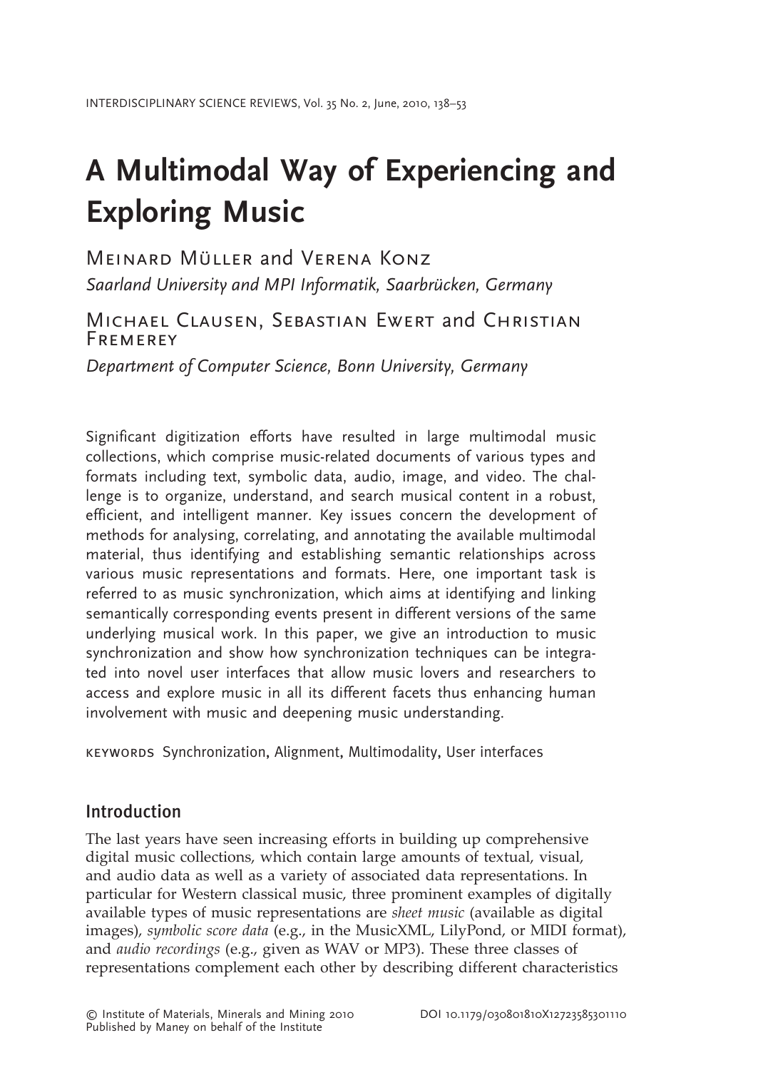# A Multimodal Way of Experiencing and Exploring Music

Meinard Müller and Verena Konz

*Saarland University and MPI Informatik, Saarbrücken, Germany*

Michael Clausen, Sebastian Ewert and Christian Fremerey

*Department of Computer Science, Bonn University, Germany*

Significant digitization efforts have resulted in large multimodal music collections, which comprise music-related documents of various types and formats including text, symbolic data, audio, image, and video. The challenge is to organize, understand, and search musical content in a robust, efficient, and intelligent manner. Key issues concern the development of methods for analysing, correlating, and annotating the available multimodal material, thus identifying and establishing semantic relationships across various music representations and formats. Here, one important task is referred to as music synchronization, which aims at identifying and linking semantically corresponding events present in different versions of the same underlying musical work. In this paper, we give an introduction to music synchronization and show how synchronization techniques can be integrated into novel user interfaces that allow music lovers and researchers to access and explore music in all its different facets thus enhancing human involvement with music and deepening music understanding.

KEYWORDS Synchronization, Alignment, Multimodality, User interfaces

## Introduction

The last years have seen increasing efforts in building up comprehensive digital music collections, which contain large amounts of textual, visual, and audio data as well as a variety of associated data representations. In particular for Western classical music, three prominent examples of digitally available types of music representations are *sheet music* (available as digital images), *symbolic score data* (e.g., in the MusicXML, LilyPond, or MIDI format), and *audio recordings* (e.g., given as WAV or MP3). These three classes of representations complement each other by describing different characteristics

© Institute of Materials, Minerals and Mining 2010
Published by Maney on behalf of the Institute

DOI 10.1179/030801810X12723585301110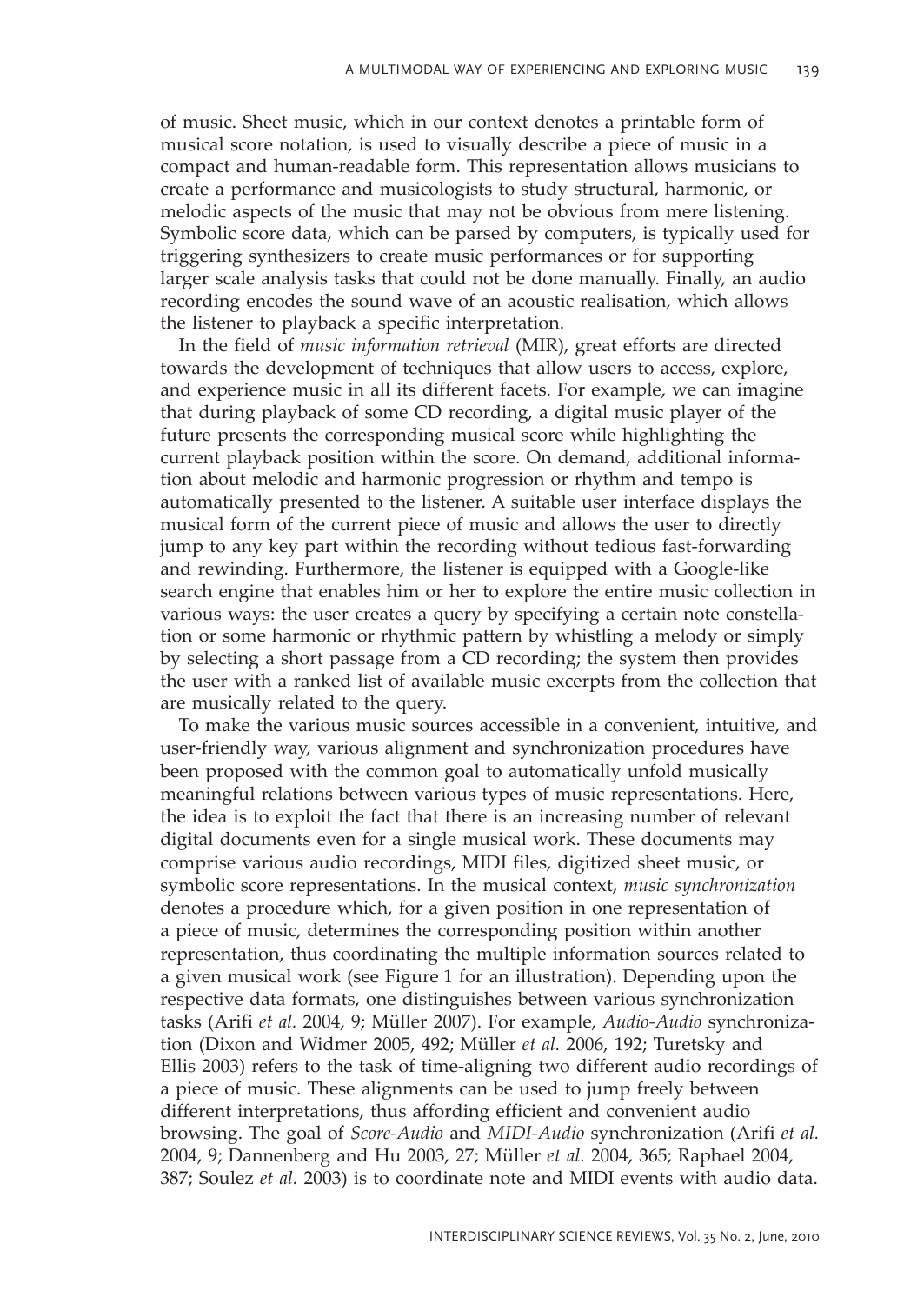of music. Sheet music, which in our context denotes a printable form of musical score notation, is used to visually describe a piece of music in a compact and human-readable form. This representation allows musicians to create a performance and musicologists to study structural, harmonic, or melodic aspects of the music that may not be obvious from mere listening. Symbolic score data, which can be parsed by computers, is typically used for triggering synthesizers to create music performances or for supporting larger scale analysis tasks that could not be done manually. Finally, an audio recording encodes the sound wave of an acoustic realisation, which allows the listener to playback a specific interpretation.

In the field of *music information retrieval* (MIR), great efforts are directed towards the development of techniques that allow users to access, explore, and experience music in all its different facets. For example, we can imagine that during playback of some CD recording, a digital music player of the future presents the corresponding musical score while highlighting the current playback position within the score. On demand, additional information about melodic and harmonic progression or rhythm and tempo is automatically presented to the listener. A suitable user interface displays the musical form of the current piece of music and allows the user to directly jump to any key part within the recording without tedious fast-forwarding and rewinding. Furthermore, the listener is equipped with a Google-like search engine that enables him or her to explore the entire music collection in various ways: the user creates a query by specifying a certain note constellation or some harmonic or rhythmic pattern by whistling a melody or simply by selecting a short passage from a CD recording; the system then provides the user with a ranked list of available music excerpts from the collection that are musically related to the query.

To make the various music sources accessible in a convenient, intuitive, and user-friendly way, various alignment and synchronization procedures have been proposed with the common goal to automatically unfold musically meaningful relations between various types of music representations. Here, the idea is to exploit the fact that there is an increasing number of relevant digital documents even for a single musical work. These documents may comprise various audio recordings, MIDI files, digitized sheet music, or symbolic score representations. In the musical context, *music synchronization* denotes a procedure which, for a given position in one representation of a piece of music, determines the corresponding position within another representation, thus coordinating the multiple information sources related to a given musical work (see Figure 1 for an illustration). Depending upon the respective data formats, one distinguishes between various synchronization tasks (Arifi *et al.* 2004, 9; Müller 2007). For example, *Audio-Audio* synchronization (Dixon and Widmer 2005, 492; Müller *et al.* 2006, 192; Turetsky and Ellis 2003) refers to the task of time-aligning two different audio recordings of a piece of music. These alignments can be used to jump freely between different interpretations, thus affording efficient and convenient audio browsing. The goal of *Score-Audio* and *MIDI-Audio* synchronization (Arifi *et al.* 2004, 9; Dannenberg and Hu 2003, 27; Müller *et al.* 2004, 365; Raphael 2004, 387; Soulez *et al.* 2003) is to coordinate note and MIDI events with audio data.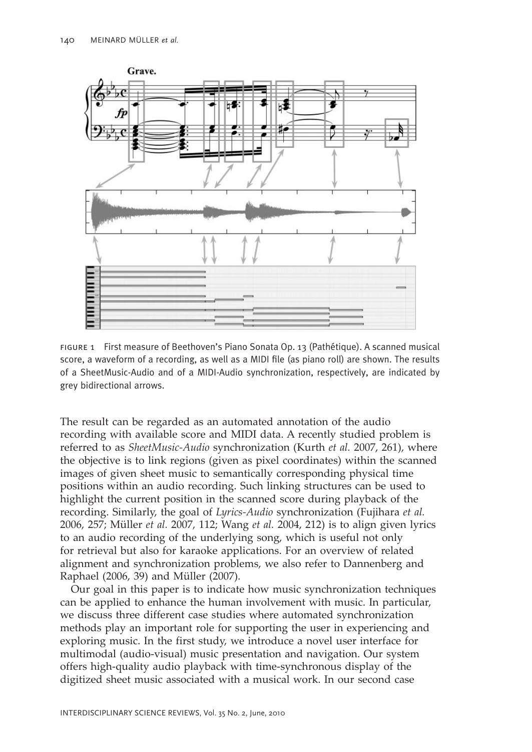FIGURE 1 First measure of Beethoven's Piano Sonata Op. 13 (Pathétique). A scanned musical score, a waveform of a recording, as well as a MIDI file (as piano roll) are shown. The results of a SheetMusic-Audio and of a MIDI-Audio synchronization, respectively, are indicated by grey bidirectional arrows.

The result can be regarded as an automated annotation of the audio recording with available score and MIDI data. A recently studied problem is referred to as *SheetMusic-Audio* synchronization (Kurth *et al.* 2007, 261), where the objective is to link regions (given as pixel coordinates) within the scanned images of given sheet music to semantically corresponding physical time positions within an audio recording. Such linking structures can be used to highlight the current position in the scanned score during playback of the recording. Similarly, the goal of *Lyrics-Audio* synchronization (Fujihara *et al.* 2006, 257; Müller *et al.* 2007, 112; Wang *et al.* 2004, 212) is to align given lyrics to an audio recording of the underlying song, which is useful not only for retrieval but also for karaoke applications. For an overview of related alignment and synchronization problems, we also refer to Dannenberg and Raphael (2006, 39) and Müller (2007).

Our goal in this paper is to indicate how music synchronization techniques can be applied to enhance the human involvement with music. In particular, we discuss three different case studies where automated synchronization methods play an important role for supporting the user in experiencing and exploring music. In the first study, we introduce a novel user interface for multimodal (audio-visual) music presentation and navigation. Our system offers high-quality audio playback with time-synchronous display of the digitized sheet music associated with a musical work. In our second case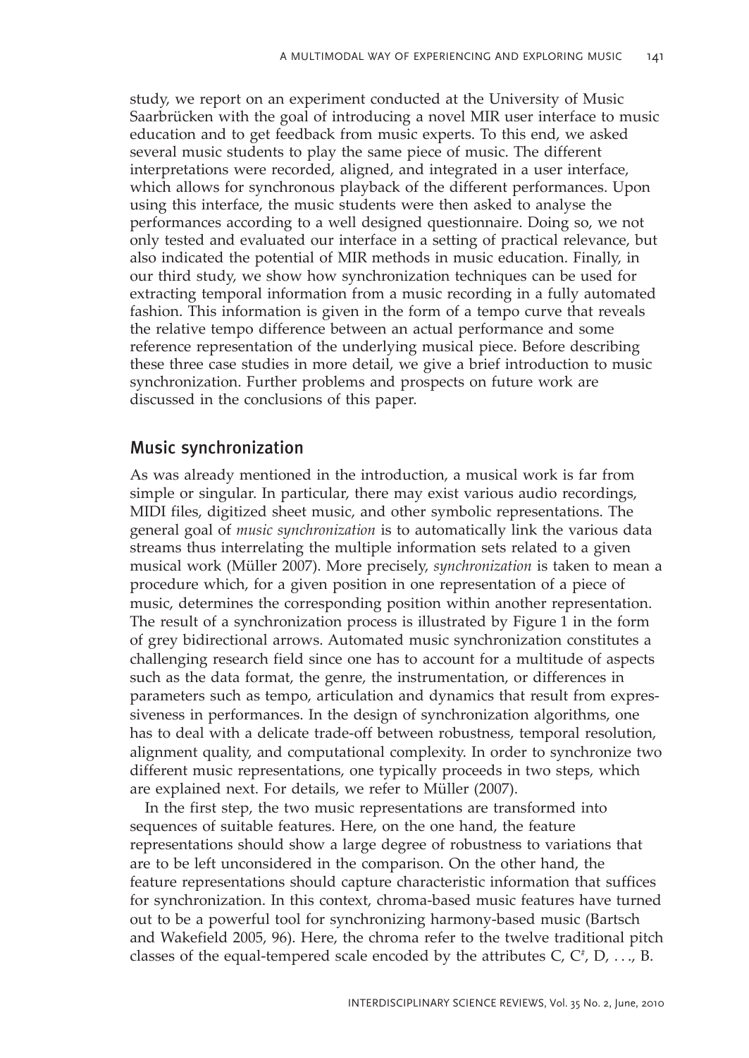study, we report on an experiment conducted at the University of Music Saarbrücken with the goal of introducing a novel MIR user interface to music education and to get feedback from music experts. To this end, we asked several music students to play the same piece of music. The different interpretations were recorded, aligned, and integrated in a user interface, which allows for synchronous playback of the different performances. Upon using this interface, the music students were then asked to analyse the performances according to a well designed questionnaire. Doing so, we not only tested and evaluated our interface in a setting of practical relevance, but also indicated the potential of MIR methods in music education. Finally, in our third study, we show how synchronization techniques can be used for extracting temporal information from a music recording in a fully automated fashion. This information is given in the form of a tempo curve that reveals the relative tempo difference between an actual performance and some reference representation of the underlying musical piece. Before describing these three case studies in more detail, we give a brief introduction to music synchronization. Further problems and prospects on future work are discussed in the conclusions of this paper.

## Music synchronization

As was already mentioned in the introduction, a musical work is far from simple or singular. In particular, there may exist various audio recordings, MIDI files, digitized sheet music, and other symbolic representations. The general goal of *music synchronization* is to automatically link the various data streams thus interrelating the multiple information sets related to a given musical work (Müller 2007). More precisely, *synchronization* is taken to mean a procedure which, for a given position in one representation of a piece of music, determines the corresponding position within another representation. The result of a synchronization process is illustrated by Figure 1 in the form of grey bidirectional arrows. Automated music synchronization constitutes a challenging research field since one has to account for a multitude of aspects such as the data format, the genre, the instrumentation, or differences in parameters such as tempo, articulation and dynamics that result from expressiveness in performances. In the design of synchronization algorithms, one has to deal with a delicate trade-off between robustness, temporal resolution, alignment quality, and computational complexity. In order to synchronize two different music representations, one typically proceeds in two steps, which are explained next. For details, we refer to Müller (2007).

In the first step, the two music representations are transformed into sequences of suitable features. Here, on the one hand, the feature representations should show a large degree of robustness to variations that are to be left unconsidered in the comparison. On the other hand, the feature representations should capture characteristic information that suffices for synchronization. In this context, chroma-based music features have turned out to be a powerful tool for synchronizing harmony-based music (Bartsch and Wakefield 2005, 96). Here, the chroma refer to the twelve traditional pitch classes of the equal-tempered scale encoded by the attributes C, C♯, D, . . ., B.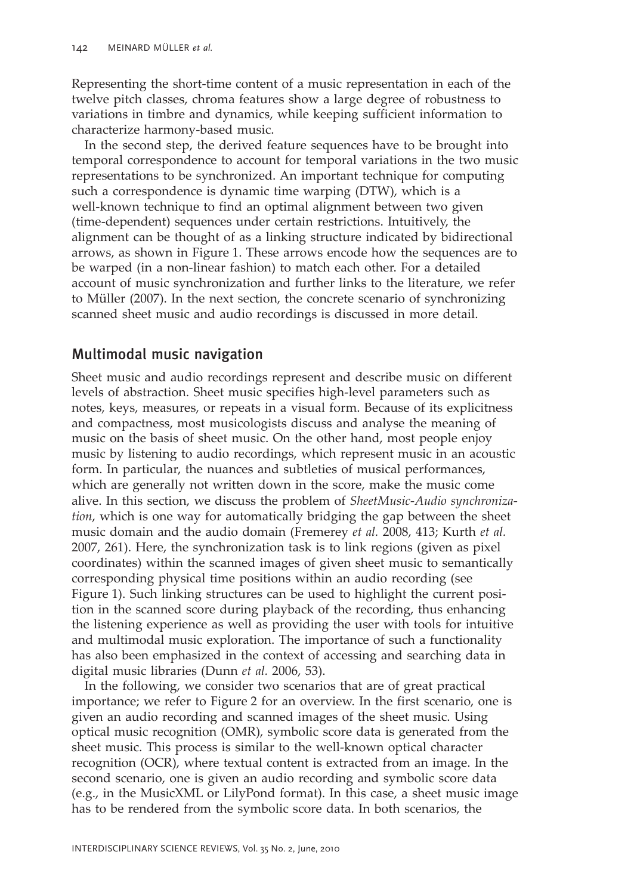Representing the short-time content of a music representation in each of the twelve pitch classes, chroma features show a large degree of robustness to variations in timbre and dynamics, while keeping sufficient information to characterize harmony-based music.

In the second step, the derived feature sequences have to be brought into temporal correspondence to account for temporal variations in the two music representations to be synchronized. An important technique for computing such a correspondence is dynamic time warping (DTW), which is a well-known technique to find an optimal alignment between two given (time-dependent) sequences under certain restrictions. Intuitively, the alignment can be thought of as a linking structure indicated by bidirectional arrows, as shown in Figure 1. These arrows encode how the sequences are to be warped (in a non-linear fashion) to match each other. For a detailed account of music synchronization and further links to the literature, we refer to Müller (2007). In the next section, the concrete scenario of synchronizing scanned sheet music and audio recordings is discussed in more detail.

## Multimodal music navigation

Sheet music and audio recordings represent and describe music on different levels of abstraction. Sheet music specifies high-level parameters such as notes, keys, measures, or repeats in a visual form. Because of its explicitness and compactness, most musicologists discuss and analyse the meaning of music on the basis of sheet music. On the other hand, most people enjoy music by listening to audio recordings, which represent music in an acoustic form. In particular, the nuances and subtleties of musical performances, which are generally not written down in the score, make the music come alive. In this section, we discuss the problem of *SheetMusic-Audio synchronization*, which is one way for automatically bridging the gap between the sheet music domain and the audio domain (Fremerey *et al.* 2008, 413; Kurth *et al.* 2007, 261). Here, the synchronization task is to link regions (given as pixel coordinates) within the scanned images of given sheet music to semantically corresponding physical time positions within an audio recording (see Figure 1). Such linking structures can be used to highlight the current position in the scanned score during playback of the recording, thus enhancing the listening experience as well as providing the user with tools for intuitive and multimodal music exploration. The importance of such a functionality has also been emphasized in the context of accessing and searching data in digital music libraries (Dunn *et al.* 2006, 53).

In the following, we consider two scenarios that are of great practical importance; we refer to Figure 2 for an overview. In the first scenario, one is given an audio recording and scanned images of the sheet music. Using optical music recognition (OMR), symbolic score data is generated from the sheet music. This process is similar to the well-known optical character recognition (OCR), where textual content is extracted from an image. In the second scenario, one is given an audio recording and symbolic score data (e.g., in the MusicXML or LilyPond format). In this case, a sheet music image has to be rendered from the symbolic score data. In both scenarios, the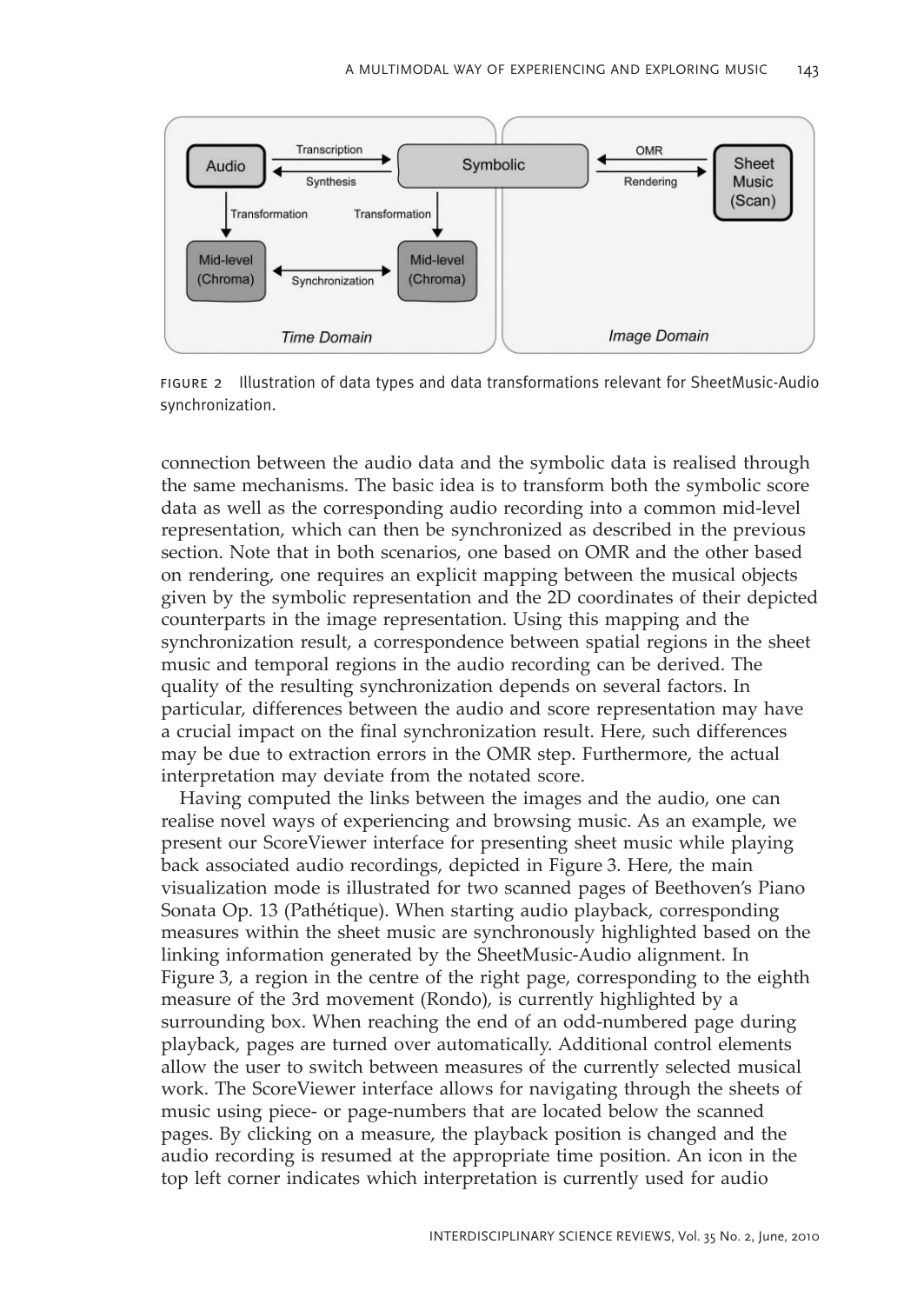Audio
Transcription
Synthesis
Symbolic
OMR
Rendering
Sheet Music (Scan)
Transformation
Transformation
Mid-level (Chroma)
Synchronization
Mid-level (Chroma)
Time Domain
Image Domain

FIGURE 2 Illustration of data types and data transformations relevant for SheetMusic-Audio synchronization.

connection between the audio data and the symbolic data is realised through the same mechanisms. The basic idea is to transform both the symbolic score data as well as the corresponding audio recording into a common mid-level representation, which can then be synchronized as described in the previous section. Note that in both scenarios, one based on OMR and the other based on rendering, one requires an explicit mapping between the musical objects given by the symbolic representation and the 2D coordinates of their depicted counterparts in the image representation. Using this mapping and the synchronization result, a correspondence between spatial regions in the sheet music and temporal regions in the audio recording can be derived. The quality of the resulting synchronization depends on several factors. In particular, differences between the audio and score representation may have a crucial impact on the final synchronization result. Here, such differences may be due to extraction errors in the OMR step. Furthermore, the actual interpretation may deviate from the notated score.

Having computed the links between the images and the audio, one can realise novel ways of experiencing and browsing music. As an example, we present our ScoreViewer interface for presenting sheet music while playing back associated audio recordings, depicted in Figure 3. Here, the main visualization mode is illustrated for two scanned pages of Beethoven's Piano Sonata Op. 13 (Pathétique). When starting audio playback, corresponding measures within the sheet music are synchronously highlighted based on the linking information generated by the SheetMusic-Audio alignment. In Figure 3, a region in the centre of the right page, corresponding to the eighth measure of the 3rd movement (Rondo), is currently highlighted by a surrounding box. When reaching the end of an odd-numbered page during playback, pages are turned over automatically. Additional control elements allow the user to switch between measures of the currently selected musical work. The ScoreViewer interface allows for navigating through the sheets of music using piece- or page-numbers that are located below the scanned pages. By clicking on a measure, the playback position is changed and the audio recording is resumed at the appropriate time position. An icon in the top left corner indicates which interpretation is currently used for audio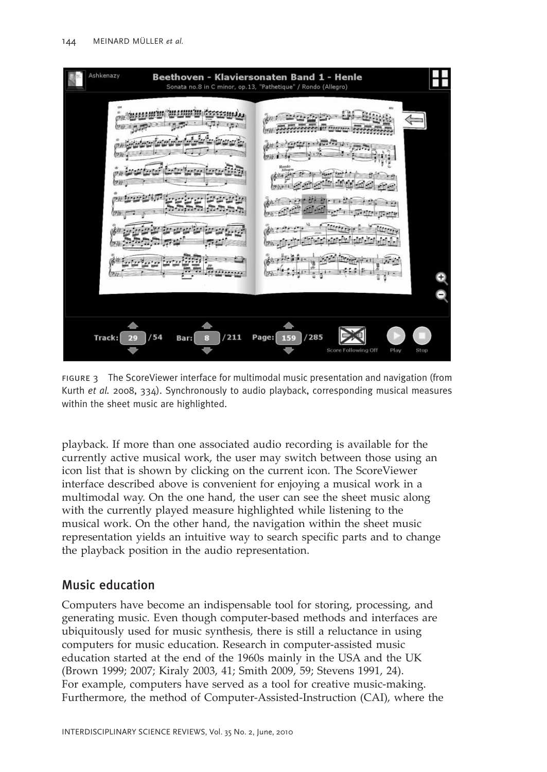FIGURE 3 The ScoreViewer interface for multimodal music presentation and navigation (from Kurth *et al.* 2008, 334). Synchronously to audio playback, corresponding musical measures within the sheet music are highlighted.

playback. If more than one associated audio recording is available for the currently active musical work, the user may switch between those using an icon list that is shown by clicking on the current icon. The ScoreViewer interface described above is convenient for enjoying a musical work in a multimodal way. On the one hand, the user can see the sheet music along with the currently played measure highlighted while listening to the musical work. On the other hand, the navigation within the sheet music representation yields an intuitive way to search specific parts and to change the playback position in the audio representation.

## Music education

Computers have become an indispensable tool for storing, processing, and generating music. Even though computer-based methods and interfaces are ubiquitously used for music synthesis, there is still a reluctance in using computers for music education. Research in computer-assisted music education started at the end of the 1960s mainly in the USA and the UK (Brown 1999; 2007; Kiraly 2003, 41; Smith 2009, 59; Stevens 1991, 24). For example, computers have served as a tool for creative music-making. Furthermore, the method of Computer-Assisted-Instruction (CAI), where the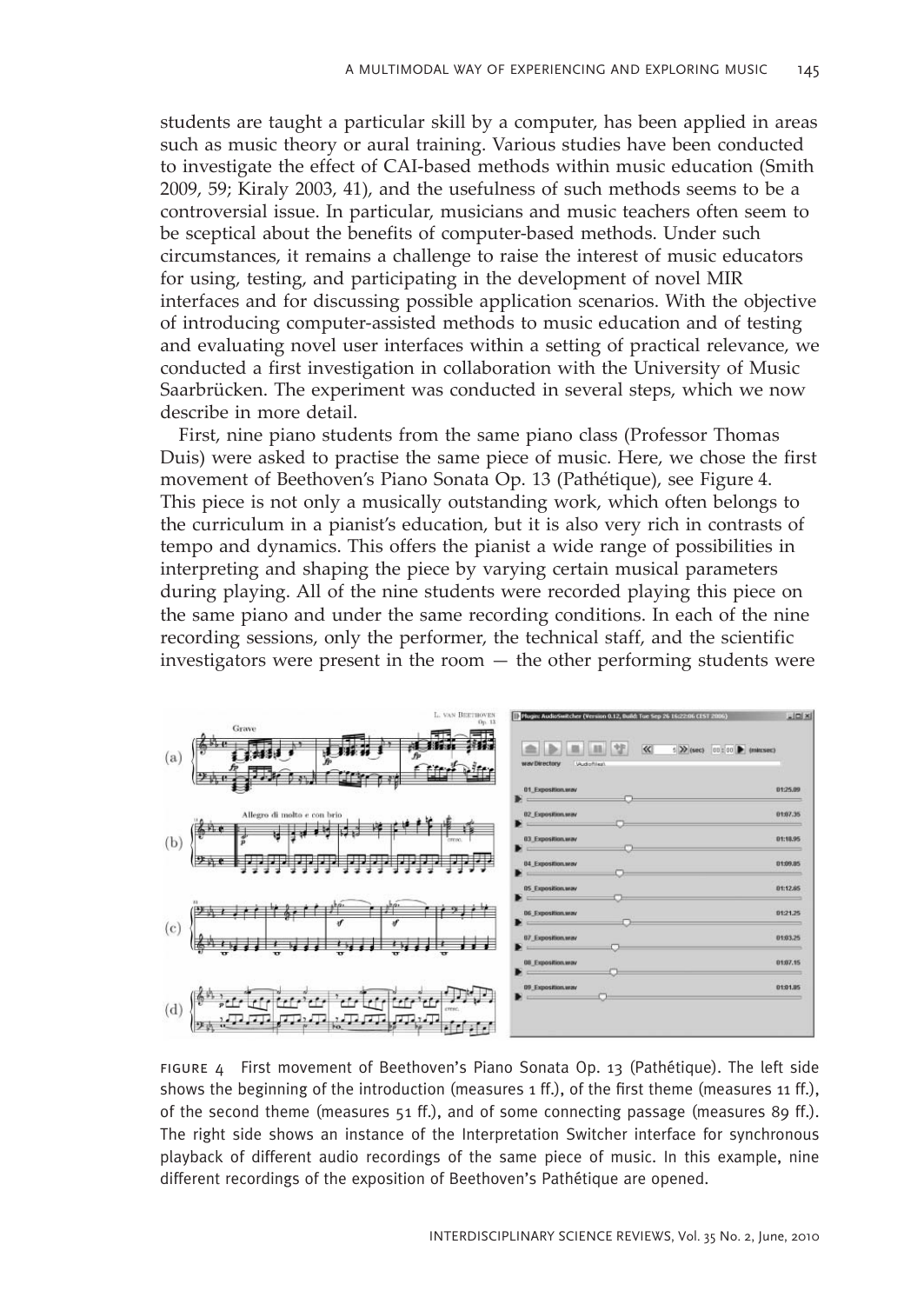students are taught a particular skill by a computer, has been applied in areas such as music theory or aural training. Various studies have been conducted to investigate the effect of CAI-based methods within music education (Smith 2009, 59; Kiraly 2003, 41), and the usefulness of such methods seems to be a controversial issue. In particular, musicians and music teachers often seem to be sceptical about the benefits of computer-based methods. Under such circumstances, it remains a challenge to raise the interest of music educators for using, testing, and participating in the development of novel MIR interfaces and for discussing possible application scenarios. With the objective of introducing computer-assisted methods to music education and of testing and evaluating novel user interfaces within a setting of practical relevance, we conducted a first investigation in collaboration with the University of Music Saarbrücken. The experiment was conducted in several steps, which we now describe in more detail.

First, nine piano students from the same piano class (Professor Thomas Duis) were asked to practise the same piece of music. Here, we chose the first movement of Beethoven's Piano Sonata Op. 13 (Pathétique), see Figure 4. This piece is not only a musically outstanding work, which often belongs to the curriculum in a pianist's education, but it is also very rich in contrasts of tempo and dynamics. This offers the pianist a wide range of possibilities in interpreting and shaping the piece by varying certain musical parameters during playing. All of the nine students were recorded playing this piece on the same piano and under the same recording conditions. In each of the nine recording sessions, only the performer, the technical staff, and the scientific investigators were present in the room — the other performing students were

FIGURE 4 First movement of Beethoven's Piano Sonata Op. 13 (Pathétique). The left side shows the beginning of the introduction (measures 1 ff.), of the first theme (measures 11 ff.), of the second theme (measures 51 ff.), and of some connecting passage (measures 89 ff.). The right side shows an instance of the Interpretation Switcher interface for synchronous playback of different audio recordings of the same piece of music. In this example, nine different recordings of the exposition of Beethoven's Pathétique are opened.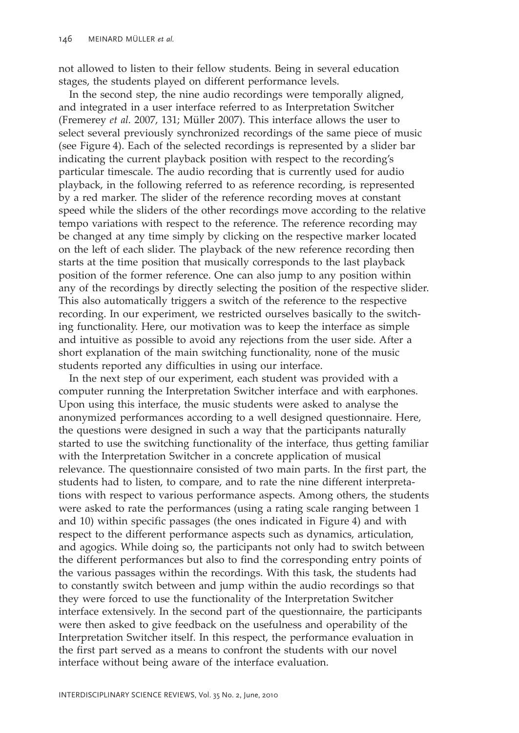not allowed to listen to their fellow students. Being in several education stages, the students played on different performance levels.

In the second step, the nine audio recordings were temporally aligned, and integrated in a user interface referred to as Interpretation Switcher (Fremerey *et al.* 2007, 131; Müller 2007). This interface allows the user to select several previously synchronized recordings of the same piece of music (see Figure 4). Each of the selected recordings is represented by a slider bar indicating the current playback position with respect to the recording's particular timescale. The audio recording that is currently used for audio playback, in the following referred to as reference recording, is represented by a red marker. The slider of the reference recording moves at constant speed while the sliders of the other recordings move according to the relative tempo variations with respect to the reference. The reference recording may be changed at any time simply by clicking on the respective marker located on the left of each slider. The playback of the new reference recording then starts at the time position that musically corresponds to the last playback position of the former reference. One can also jump to any position within any of the recordings by directly selecting the position of the respective slider. This also automatically triggers a switch of the reference to the respective recording. In our experiment, we restricted ourselves basically to the switching functionality. Here, our motivation was to keep the interface as simple and intuitive as possible to avoid any rejections from the user side. After a short explanation of the main switching functionality, none of the music students reported any difficulties in using our interface.

In the next step of our experiment, each student was provided with a computer running the Interpretation Switcher interface and with earphones. Upon using this interface, the music students were asked to analyse the anonymized performances according to a well designed questionnaire. Here, the questions were designed in such a way that the participants naturally started to use the switching functionality of the interface, thus getting familiar with the Interpretation Switcher in a concrete application of musical relevance. The questionnaire consisted of two main parts. In the first part, the students had to listen, to compare, and to rate the nine different interpretations with respect to various performance aspects. Among others, the students were asked to rate the performances (using a rating scale ranging between 1 and 10) within specific passages (the ones indicated in Figure 4) and with respect to the different performance aspects such as dynamics, articulation, and agogics. While doing so, the participants not only had to switch between the different performances but also to find the corresponding entry points of the various passages within the recordings. With this task, the students had to constantly switch between and jump within the audio recordings so that they were forced to use the functionality of the Interpretation Switcher interface extensively. In the second part of the questionnaire, the participants were then asked to give feedback on the usefulness and operability of the Interpretation Switcher itself. In this respect, the performance evaluation in the first part served as a means to confront the students with our novel interface without being aware of the interface evaluation.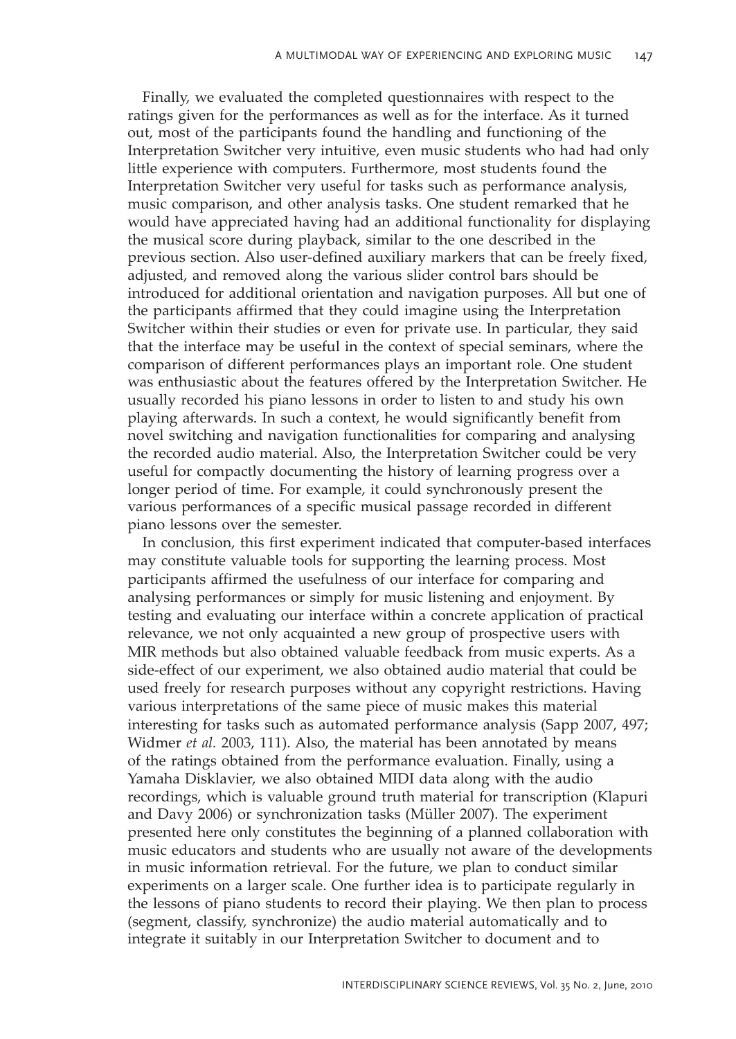Finally, we evaluated the completed questionnaires with respect to the ratings given for the performances as well as for the interface. As it turned out, most of the participants found the handling and functioning of the Interpretation Switcher very intuitive, even music students who had had only little experience with computers. Furthermore, most students found the Interpretation Switcher very useful for tasks such as performance analysis, music comparison, and other analysis tasks. One student remarked that he would have appreciated having had an additional functionality for displaying the musical score during playback, similar to the one described in the previous section. Also user-defined auxiliary markers that can be freely fixed, adjusted, and removed along the various slider control bars should be introduced for additional orientation and navigation purposes. All but one of the participants affirmed that they could imagine using the Interpretation Switcher within their studies or even for private use. In particular, they said that the interface may be useful in the context of special seminars, where the comparison of different performances plays an important role. One student was enthusiastic about the features offered by the Interpretation Switcher. He usually recorded his piano lessons in order to listen to and study his own playing afterwards. In such a context, he would significantly benefit from novel switching and navigation functionalities for comparing and analysing the recorded audio material. Also, the Interpretation Switcher could be very useful for compactly documenting the history of learning progress over a longer period of time. For example, it could synchronously present the various performances of a specific musical passage recorded in different piano lessons over the semester.

In conclusion, this first experiment indicated that computer-based interfaces may constitute valuable tools for supporting the learning process. Most participants affirmed the usefulness of our interface for comparing and analysing performances or simply for music listening and enjoyment. By testing and evaluating our interface within a concrete application of practical relevance, we not only acquainted a new group of prospective users with MIR methods but also obtained valuable feedback from music experts. As a side-effect of our experiment, we also obtained audio material that could be used freely for research purposes without any copyright restrictions. Having various interpretations of the same piece of music makes this material interesting for tasks such as automated performance analysis (Sapp 2007, 497; Widmer *et al.* 2003, 111). Also, the material has been annotated by means of the ratings obtained from the performance evaluation. Finally, using a Yamaha Disklavier, we also obtained MIDI data along with the audio recordings, which is valuable ground truth material for transcription (Klapuri and Davy 2006) or synchronization tasks (Müller 2007). The experiment presented here only constitutes the beginning of a planned collaboration with music educators and students who are usually not aware of the developments in music information retrieval. For the future, we plan to conduct similar experiments on a larger scale. One further idea is to participate regularly in the lessons of piano students to record their playing. We then plan to process (segment, classify, synchronize) the audio material automatically and to integrate it suitably in our Interpretation Switcher to document and to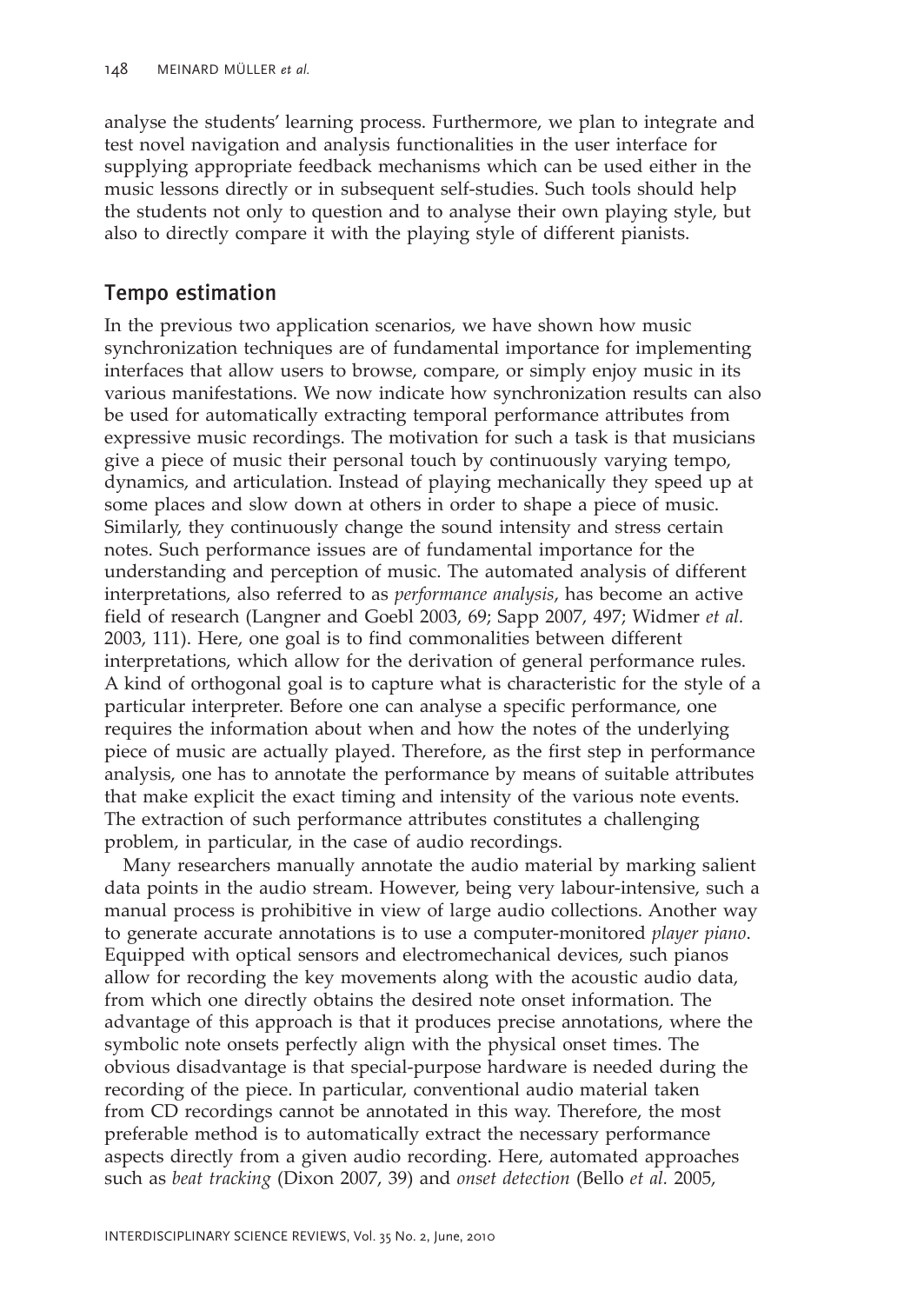analyse the students' learning process. Furthermore, we plan to integrate and test novel navigation and analysis functionalities in the user interface for supplying appropriate feedback mechanisms which can be used either in the music lessons directly or in subsequent self-studies. Such tools should help the students not only to question and to analyse their own playing style, but also to directly compare it with the playing style of different pianists.

## Tempo estimation

In the previous two application scenarios, we have shown how music synchronization techniques are of fundamental importance for implementing interfaces that allow users to browse, compare, or simply enjoy music in its various manifestations. We now indicate how synchronization results can also be used for automatically extracting temporal performance attributes from expressive music recordings. The motivation for such a task is that musicians give a piece of music their personal touch by continuously varying tempo, dynamics, and articulation. Instead of playing mechanically they speed up at some places and slow down at others in order to shape a piece of music. Similarly, they continuously change the sound intensity and stress certain notes. Such performance issues are of fundamental importance for the understanding and perception of music. The automated analysis of different interpretations, also referred to as *performance analysis*, has become an active field of research (Langner and Goebl 2003, 69; Sapp 2007, 497; Widmer *et al.* 2003, 111). Here, one goal is to find commonalities between different interpretations, which allow for the derivation of general performance rules. A kind of orthogonal goal is to capture what is characteristic for the style of a particular interpreter. Before one can analyse a specific performance, one requires the information about when and how the notes of the underlying piece of music are actually played. Therefore, as the first step in performance analysis, one has to annotate the performance by means of suitable attributes that make explicit the exact timing and intensity of the various note events. The extraction of such performance attributes constitutes a challenging problem, in particular, in the case of audio recordings.

Many researchers manually annotate the audio material by marking salient data points in the audio stream. However, being very labour-intensive, such a manual process is prohibitive in view of large audio collections. Another way to generate accurate annotations is to use a computer-monitored *player piano*. Equipped with optical sensors and electromechanical devices, such pianos allow for recording the key movements along with the acoustic audio data, from which one directly obtains the desired note onset information. The advantage of this approach is that it produces precise annotations, where the symbolic note onsets perfectly align with the physical onset times. The obvious disadvantage is that special-purpose hardware is needed during the recording of the piece. In particular, conventional audio material taken from CD recordings cannot be annotated in this way. Therefore, the most preferable method is to automatically extract the necessary performance aspects directly from a given audio recording. Here, automated approaches such as *beat tracking* (Dixon 2007, 39) and *onset detection* (Bello *et al.* 2005,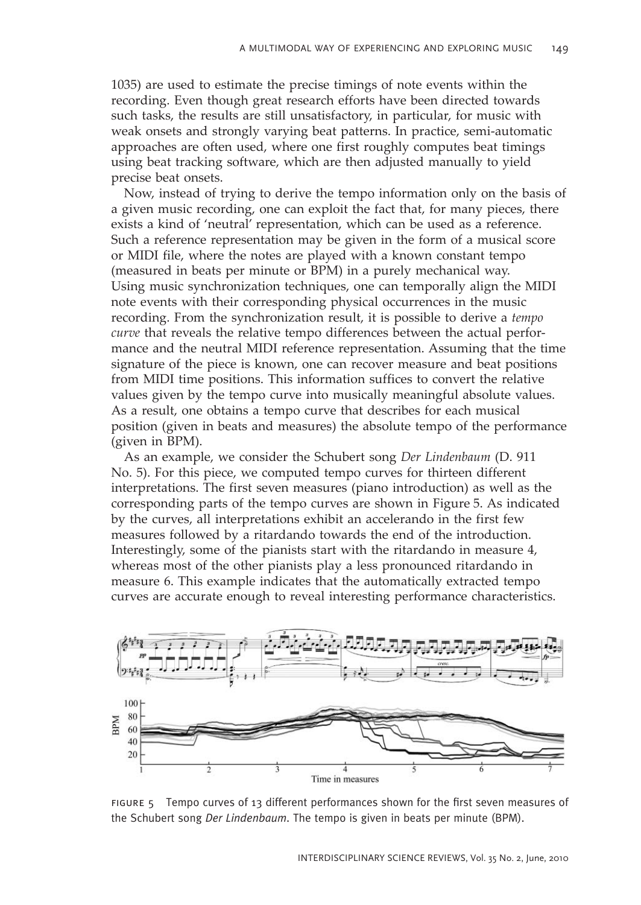1035) are used to estimate the precise timings of note events within the recording. Even though great research efforts have been directed towards such tasks, the results are still unsatisfactory, in particular, for music with weak onsets and strongly varying beat patterns. In practice, semi-automatic approaches are often used, where one first roughly computes beat timings using beat tracking software, which are then adjusted manually to yield precise beat onsets.

Now, instead of trying to derive the tempo information only on the basis of a given music recording, one can exploit the fact that, for many pieces, there exists a kind of 'neutral' representation, which can be used as a reference. Such a reference representation may be given in the form of a musical score or MIDI file, where the notes are played with a known constant tempo (measured in beats per minute or BPM) in a purely mechanical way. Using music synchronization techniques, one can temporally align the MIDI note events with their corresponding physical occurrences in the music recording. From the synchronization result, it is possible to derive a *tempo curve* that reveals the relative tempo differences between the actual performance and the neutral MIDI reference representation. Assuming that the time signature of the piece is known, one can recover measure and beat positions from MIDI time positions. This information suffices to convert the relative values given by the tempo curve into musically meaningful absolute values. As a result, one obtains a tempo curve that describes for each musical position (given in beats and measures) the absolute tempo of the performance (given in BPM).

As an example, we consider the Schubert song *Der Lindenbaum* (D. 911 No. 5). For this piece, we computed tempo curves for thirteen different interpretations. The first seven measures (piano introduction) as well as the corresponding parts of the tempo curves are shown in Figure 5. As indicated by the curves, all interpretations exhibit an accelerando in the first few measures followed by a ritardando towards the end of the introduction. Interestingly, some of the pianists start with the ritardando in measure 4, whereas most of the other pianists play a less pronounced ritardando in measure 6. This example indicates that the automatically extracted tempo curves are accurate enough to reveal interesting performance characteristics.

FIGURE 5 Tempo curves of 13 different performances shown for the first seven measures of the Schubert song *Der Lindenbaum*. The tempo is given in beats per minute (BPM).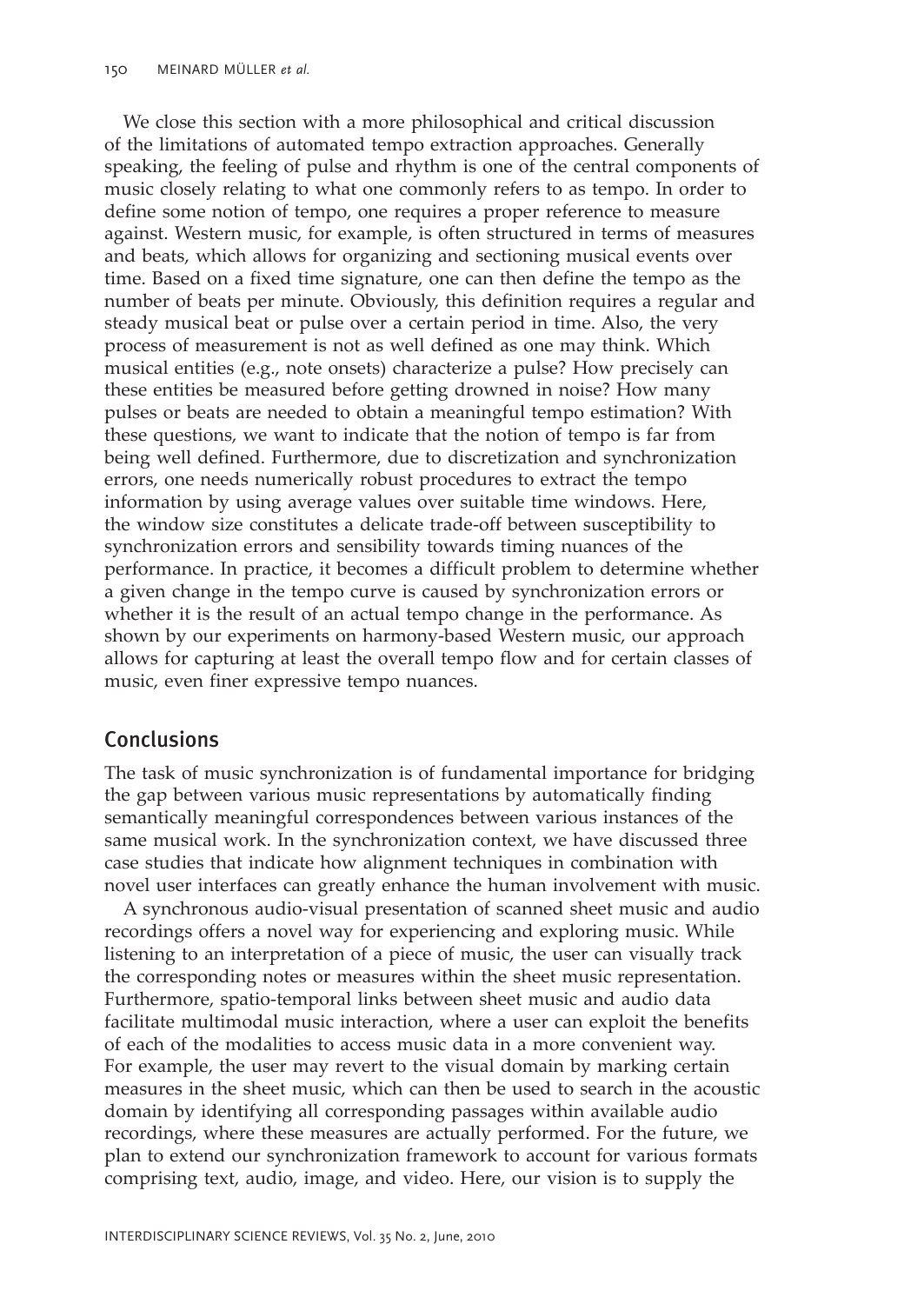We close this section with a more philosophical and critical discussion of the limitations of automated tempo extraction approaches. Generally speaking, the feeling of pulse and rhythm is one of the central components of music closely relating to what one commonly refers to as tempo. In order to define some notion of tempo, one requires a proper reference to measure against. Western music, for example, is often structured in terms of measures and beats, which allows for organizing and sectioning musical events over time. Based on a fixed time signature, one can then define the tempo as the number of beats per minute. Obviously, this definition requires a regular and steady musical beat or pulse over a certain period in time. Also, the very process of measurement is not as well defined as one may think. Which musical entities (e.g., note onsets) characterize a pulse? How precisely can these entities be measured before getting drowned in noise? How many pulses or beats are needed to obtain a meaningful tempo estimation? With these questions, we want to indicate that the notion of tempo is far from being well defined. Furthermore, due to discretization and synchronization errors, one needs numerically robust procedures to extract the tempo information by using average values over suitable time windows. Here, the window size constitutes a delicate trade-off between susceptibility to synchronization errors and sensibility towards timing nuances of the performance. In practice, it becomes a difficult problem to determine whether a given change in the tempo curve is caused by synchronization errors or whether it is the result of an actual tempo change in the performance. As shown by our experiments on harmony-based Western music, our approach allows for capturing at least the overall tempo flow and for certain classes of music, even finer expressive tempo nuances.

## Conclusions

The task of music synchronization is of fundamental importance for bridging the gap between various music representations by automatically finding semantically meaningful correspondences between various instances of the same musical work. In the synchronization context, we have discussed three case studies that indicate how alignment techniques in combination with novel user interfaces can greatly enhance the human involvement with music.

A synchronous audio-visual presentation of scanned sheet music and audio recordings offers a novel way for experiencing and exploring music. While listening to an interpretation of a piece of music, the user can visually track the corresponding notes or measures within the sheet music representation. Furthermore, spatio-temporal links between sheet music and audio data facilitate multimodal music interaction, where a user can exploit the benefits of each of the modalities to access music data in a more convenient way. For example, the user may revert to the visual domain by marking certain measures in the sheet music, which can then be used to search in the acoustic domain by identifying all corresponding passages within available audio recordings, where these measures are actually performed. For the future, we plan to extend our synchronization framework to account for various formats comprising text, audio, image, and video. Here, our vision is to supply the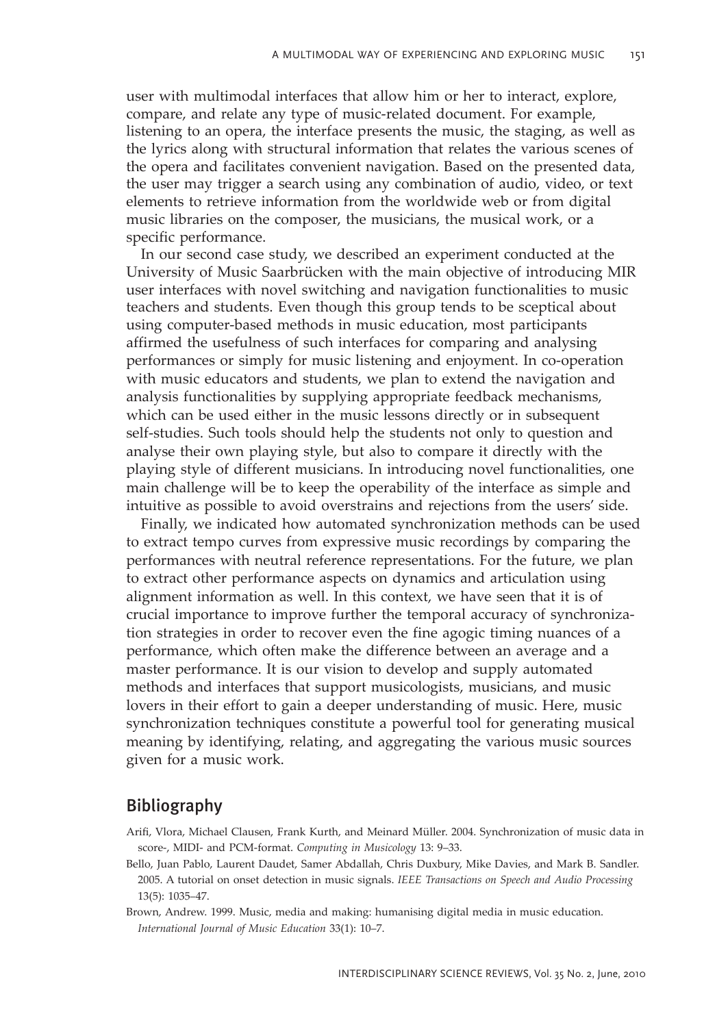user with multimodal interfaces that allow him or her to interact, explore, compare, and relate any type of music-related document. For example, listening to an opera, the interface presents the music, the staging, as well as the lyrics along with structural information that relates the various scenes of the opera and facilitates convenient navigation. Based on the presented data, the user may trigger a search using any combination of audio, video, or text elements to retrieve information from the worldwide web or from digital music libraries on the composer, the musicians, the musical work, or a specific performance.

In our second case study, we described an experiment conducted at the University of Music Saarbrücken with the main objective of introducing MIR user interfaces with novel switching and navigation functionalities to music teachers and students. Even though this group tends to be sceptical about using computer-based methods in music education, most participants affirmed the usefulness of such interfaces for comparing and analysing performances or simply for music listening and enjoyment. In co-operation with music educators and students, we plan to extend the navigation and analysis functionalities by supplying appropriate feedback mechanisms, which can be used either in the music lessons directly or in subsequent self-studies. Such tools should help the students not only to question and analyse their own playing style, but also to compare it directly with the playing style of different musicians. In introducing novel functionalities, one main challenge will be to keep the operability of the interface as simple and intuitive as possible to avoid overstrains and rejections from the users' side.

Finally, we indicated how automated synchronization methods can be used to extract tempo curves from expressive music recordings by comparing the performances with neutral reference representations. For the future, we plan to extract other performance aspects on dynamics and articulation using alignment information as well. In this context, we have seen that it is of crucial importance to improve further the temporal accuracy of synchronization strategies in order to recover even the fine agogic timing nuances of a performance, which often make the difference between an average and a master performance. It is our vision to develop and supply automated methods and interfaces that support musicologists, musicians, and music lovers in their effort to gain a deeper understanding of music. Here, music synchronization techniques constitute a powerful tool for generating musical meaning by identifying, relating, and aggregating the various music sources given for a music work.

## Bibliography

Arifi, Vlora, Michael Clausen, Frank Kurth, and Meinard Müller. 2004. Synchronization of music data in score-, MIDI- and PCM-format. *Computing in Musicology* 13: 9–33.

Bello, Juan Pablo, Laurent Daudet, Samer Abdallah, Chris Duxbury, Mike Davies, and Mark B. Sandler. 2005. A tutorial on onset detection in music signals. *IEEE Transactions on Speech and Audio Processing* 13(5): 1035–47.

Brown, Andrew. 1999. Music, media and making: humanising digital media in music education. *International Journal of Music Education* 33(1): 10–7.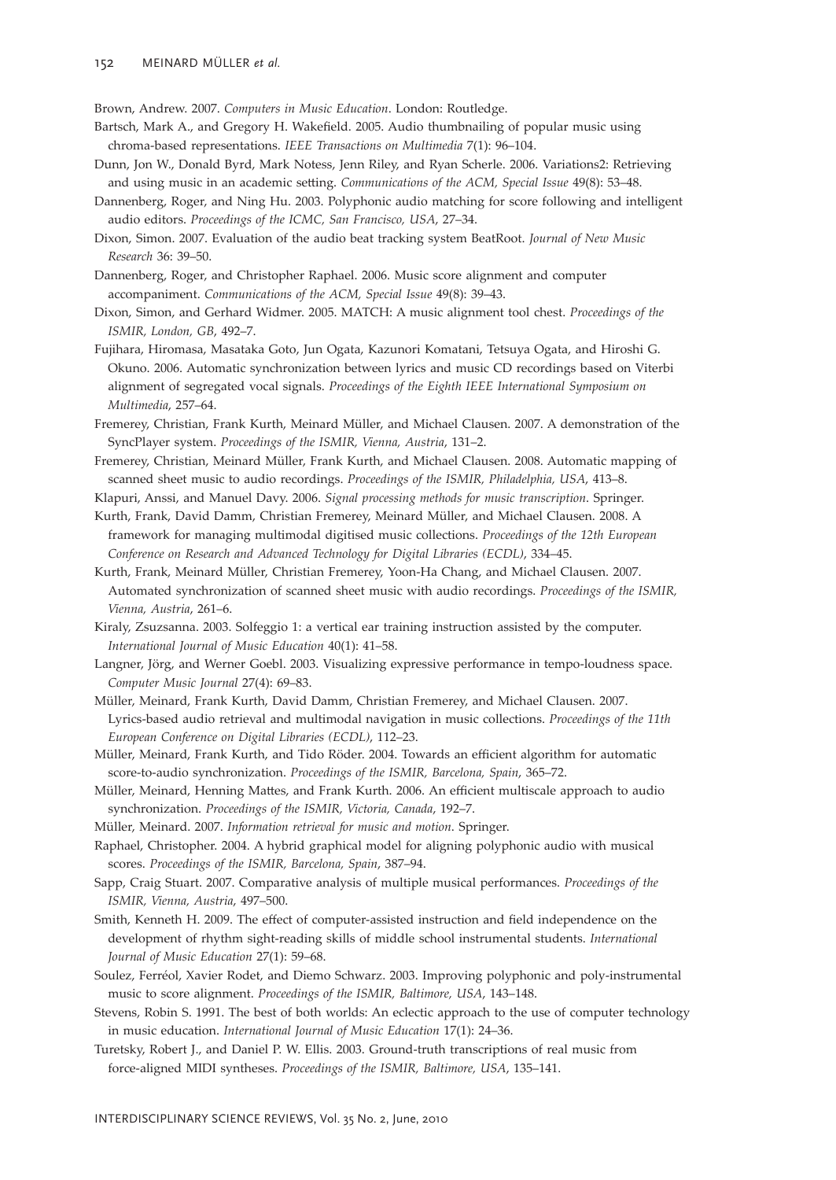Brown, Andrew. 2007. *Computers in Music Education*. London: Routledge.

Bartsch, Mark A., and Gregory H. Wakefield. 2005. Audio thumbnailing of popular music using chroma-based representations. *IEEE Transactions on Multimedia* 7(1): 96–104.

Dunn, Jon W., Donald Byrd, Mark Notess, Jenn Riley, and Ryan Scherle. 2006. Variations2: Retrieving and using music in an academic setting. *Communications of the ACM, Special Issue* 49(8): 53–48.

Dannenberg, Roger, and Ning Hu. 2003. Polyphonic audio matching for score following and intelligent audio editors. *Proceedings of the ICMC, San Francisco, USA*, 27–34.

Dixon, Simon. 2007. Evaluation of the audio beat tracking system BeatRoot. *Journal of New Music Research* 36: 39–50.

Dannenberg, Roger, and Christopher Raphael. 2006. Music score alignment and computer accompaniment. *Communications of the ACM, Special Issue* 49(8): 39–43.

Dixon, Simon, and Gerhard Widmer. 2005. MATCH: A music alignment tool chest. *Proceedings of the ISMIR, London, GB*, 492–7.

Fujihara, Hiromasa, Masataka Goto, Jun Ogata, Kazunori Komatani, Tetsuya Ogata, and Hiroshi G. Okuno. 2006. Automatic synchronization between lyrics and music CD recordings based on Viterbi alignment of segregated vocal signals. *Proceedings of the Eighth IEEE International Symposium on Multimedia*, 257–64.

Fremerey, Christian, Frank Kurth, Meinard Müller, and Michael Clausen. 2007. A demonstration of the SyncPlayer system. *Proceedings of the ISMIR, Vienna, Austria*, 131–2.

Fremerey, Christian, Meinard Müller, Frank Kurth, and Michael Clausen. 2008. Automatic mapping of scanned sheet music to audio recordings. *Proceedings of the ISMIR, Philadelphia, USA*, 413–8.

Klapuri, Anssi, and Manuel Davy. 2006. *Signal processing methods for music transcription*. Springer.

Kurth, Frank, David Damm, Christian Fremerey, Meinard Müller, and Michael Clausen. 2008. A framework for managing multimodal digitised music collections. *Proceedings of the 12th European Conference on Research and Advanced Technology for Digital Libraries (ECDL)*, 334–45.

Kurth, Frank, Meinard Müller, Christian Fremerey, Yoon-Ha Chang, and Michael Clausen. 2007. Automated synchronization of scanned sheet music with audio recordings. *Proceedings of the ISMIR, Vienna, Austria*, 261–6.

Kiraly, Zsuzsanna. 2003. Solfeggio 1: a vertical ear training instruction assisted by the computer. *International Journal of Music Education* 40(1): 41–58.

Langner, Jörg, and Werner Goebl. 2003. Visualizing expressive performance in tempo-loudness space. *Computer Music Journal* 27(4): 69–83.

Müller, Meinard, Frank Kurth, David Damm, Christian Fremerey, and Michael Clausen. 2007. Lyrics-based audio retrieval and multimodal navigation in music collections. *Proceedings of the 11th European Conference on Digital Libraries (ECDL)*, 112–23.

Müller, Meinard, Frank Kurth, and Tido Röder. 2004. Towards an efficient algorithm for automatic score-to-audio synchronization. *Proceedings of the ISMIR, Barcelona, Spain*, 365–72.

Müller, Meinard, Henning Mattes, and Frank Kurth. 2006. An efficient multiscale approach to audio synchronization. *Proceedings of the ISMIR, Victoria, Canada*, 192–7.

Müller, Meinard. 2007. *Information retrieval for music and motion*. Springer.

Raphael, Christopher. 2004. A hybrid graphical model for aligning polyphonic audio with musical scores. *Proceedings of the ISMIR, Barcelona, Spain*, 387–94.

Sapp, Craig Stuart. 2007. Comparative analysis of multiple musical performances. *Proceedings of the ISMIR, Vienna, Austria*, 497–500.

Smith, Kenneth H. 2009. The effect of computer-assisted instruction and field independence on the development of rhythm sight-reading skills of middle school instrumental students. *International Journal of Music Education* 27(1): 59–68.

Soulez, Ferréol, Xavier Rodet, and Diemo Schwarz. 2003. Improving polyphonic and poly-instrumental music to score alignment. *Proceedings of the ISMIR, Baltimore, USA*, 143–148.

Stevens, Robin S. 1991. The best of both worlds: An eclectic approach to the use of computer technology in music education. *International Journal of Music Education* 17(1): 24–36.

Turetsky, Robert J., and Daniel P. W. Ellis. 2003. Ground-truth transcriptions of real music from force-aligned MIDI syntheses. *Proceedings of the ISMIR, Baltimore, USA*, 135–141.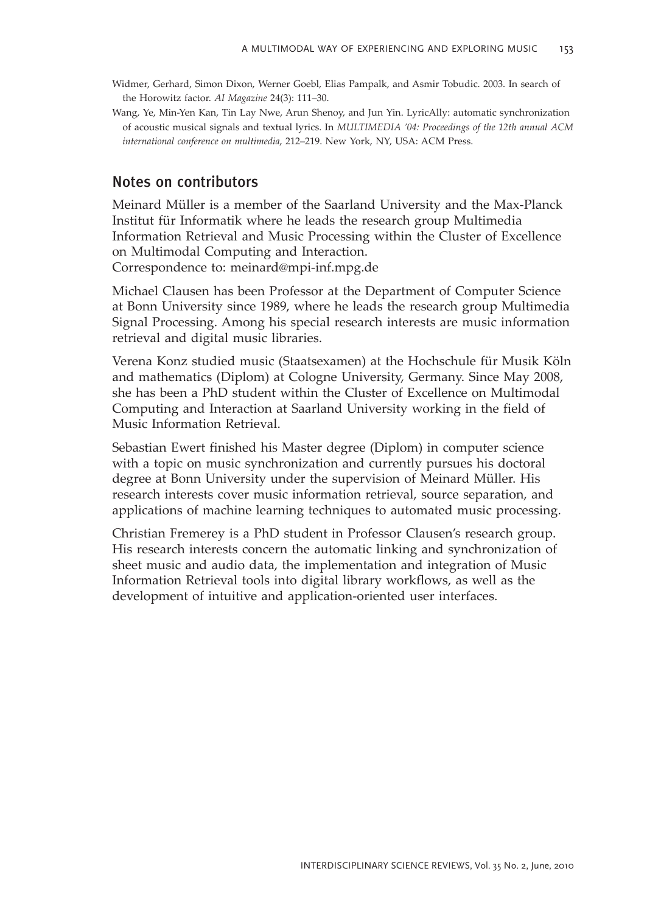Widmer, Gerhard, Simon Dixon, Werner Goebl, Elias Pampalk, and Asmir Tobudic. 2003. In search of the Horowitz factor. *AI Magazine* 24(3): 111–30.

Wang, Ye, Min-Yen Kan, Tin Lay Nwe, Arun Shenoy, and Jun Yin. LyricAlly: automatic synchronization of acoustic musical signals and textual lyrics. In *MULTIMEDIA '04: Proceedings of the 12th annual ACM international conference on multimedia*, 212–219. New York, NY, USA: ACM Press.

## Notes on contributors

Meinard Müller is a member of the Saarland University and the Max-Planck Institut für Informatik where he leads the research group Multimedia Information Retrieval and Music Processing within the Cluster of Excellence on Multimodal Computing and Interaction.
Correspondence to: meinard@mpi-inf.mpg.de

Michael Clausen has been Professor at the Department of Computer Science at Bonn University since 1989, where he leads the research group Multimedia Signal Processing. Among his special research interests are music information retrieval and digital music libraries.

Verena Konz studied music (Staatsexamen) at the Hochschule für Musik Köln and mathematics (Diplom) at Cologne University, Germany. Since May 2008, she has been a PhD student within the Cluster of Excellence on Multimodal Computing and Interaction at Saarland University working in the field of Music Information Retrieval.

Sebastian Ewert finished his Master degree (Diplom) in computer science with a topic on music synchronization and currently pursues his doctoral degree at Bonn University under the supervision of Meinard Müller. His research interests cover music information retrieval, source separation, and applications of machine learning techniques to automated music processing.

Christian Fremerey is a PhD student in Professor Clausen's research group. His research interests concern the automatic linking and synchronization of sheet music and audio data, the implementation and integration of Music Information Retrieval tools into digital library workflows, as well as the development of intuitive and application-oriented user interfaces.